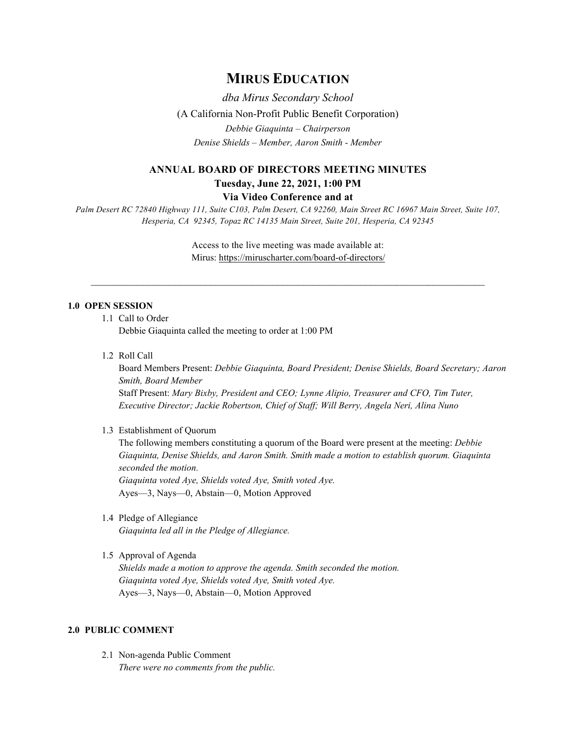# MIRUS EDUCATION

*dba Mirus Secondary School*

(A California Non-Profit Public Benefit Corporation)

*Debbie Giaquinta – Chairperson*

*Denise Shields – Member, Aaron Smith - Member*

## ANNUAL BOARD OF DIRECTORS MEETING MINUTES

**Tuesday, June 22, 2021, 1:00 PM**

**Via Video Conference and at**

*Palm Desert RC 72840 Highway 111, Suite C103, Palm Desert, CA 92260, Main Street RC 16967 Main Street, Suite 107, Hesperia, CA 92345, Topaz RC 14135 Main Street, Suite 201, Hesperia, CA 92345*

Access to the live meeting was made available at:
Mirus: https://miruscharter.com/board-of-directors/

---

### 1.0 OPEN SESSION

1.1 Call to Order

Debbie Giaquinta called the meeting to order at 1:00 PM

1.2 Roll Call

Board Members Present: *Debbie Giaquinta, Board President; Denise Shields, Board Secretary; Aaron Smith, Board Member*

Staff Present: *Mary Bixby, President and CEO; Lynne Alipio, Treasurer and CFO, Tim Tuter, Executive Director; Jackie Robertson, Chief of Staff; Will Berry, Angela Neri, Alina Nuno*

1.3 Establishment of Quorum

The following members constituting a quorum of the Board were present at the meeting: *Debbie Giaquinta, Denise Shields, and Aaron Smith. Smith made a motion to establish quorum. Giaquinta seconded the motion.*

*Giaquinta voted Aye, Shields voted Aye, Smith voted Aye.*

Ayes—3, Nays—0, Abstain—0, Motion Approved

1.4 Pledge of Allegiance

*Giaquinta led all in the Pledge of Allegiance.*

1.5 Approval of Agenda

*Shields made a motion to approve the agenda. Smith seconded the motion.*

*Giaquinta voted Aye, Shields voted Aye, Smith voted Aye.*

Ayes—3, Nays—0, Abstain—0, Motion Approved

### 2.0 PUBLIC COMMENT

2.1 Non-agenda Public Comment

*There were no comments from the public.*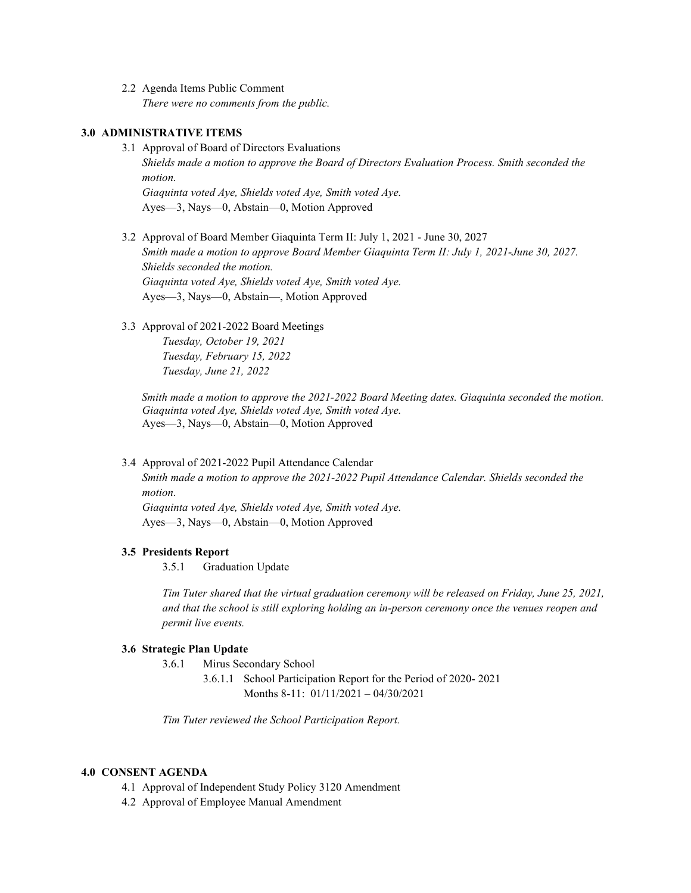2.2 Agenda Items Public Comment

*There were no comments from the public.*

## 3.0 ADMINISTRATIVE ITEMS

3.1 Approval of Board of Directors Evaluations

*Shields made a motion to approve the Board of Directors Evaluation Process. Smith seconded the motion.*

*Giaquinta voted Aye, Shields voted Aye, Smith voted Aye.*

Ayes—3, Nays—0, Abstain—0, Motion Approved

3.2 Approval of Board Member Giaquinta Term II: July 1, 2021 - June 30, 2027

*Smith made a motion to approve Board Member Giaquinta Term II: July 1, 2021-June 30, 2027. Shields seconded the motion.*

*Giaquinta voted Aye, Shields voted Aye, Smith voted Aye.*

Ayes—3, Nays—0, Abstain—, Motion Approved

3.3 Approval of 2021-2022 Board Meetings

*Tuesday, October 19, 2021*
*Tuesday, February 15, 2022*
*Tuesday, June 21, 2022*

*Smith made a motion to approve the 2021-2022 Board Meeting dates. Giaquinta seconded the motion.*
*Giaquinta voted Aye, Shields voted Aye, Smith voted Aye.*

Ayes—3, Nays—0, Abstain—0, Motion Approved

3.4 Approval of 2021-2022 Pupil Attendance Calendar

*Smith made a motion to approve the 2021-2022 Pupil Attendance Calendar. Shields seconded the motion.*

*Giaquinta voted Aye, Shields voted Aye, Smith voted Aye.*

Ayes—3, Nays—0, Abstain—0, Motion Approved

### 3.5 Presidents Report

3.5.1 Graduation Update

*Tim Tuter shared that the virtual graduation ceremony will be released on Friday, June 25, 2021, and that the school is still exploring holding an in-person ceremony once the venues reopen and permit live events.*

### 3.6 Strategic Plan Update

3.6.1 Mirus Secondary School

3.6.1.1 School Participation Report for the Period of 2020- 2021
Months 8-11: 01/11/2021 – 04/30/2021

*Tim Tuter reviewed the School Participation Report.*

## 4.0 CONSENT AGENDA

4.1 Approval of Independent Study Policy 3120 Amendment

4.2 Approval of Employee Manual Amendment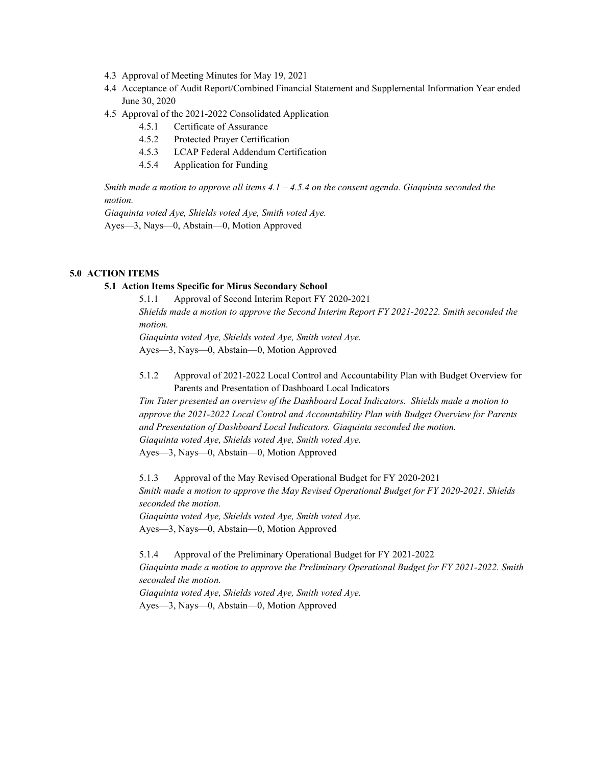4.3 Approval of Meeting Minutes for May 19, 2021
4.4 Acceptance of Audit Report/Combined Financial Statement and Supplemental Information Year ended June 30, 2020
4.5 Approval of the 2021-2022 Consolidated Application
  4.5.1 Certificate of Assurance
  4.5.2 Protected Prayer Certification
  4.5.3 LCAP Federal Addendum Certification
  4.5.4 Application for Funding

*Smith made a motion to approve all items 4.1 – 4.5.4 on the consent agenda. Giaquinta seconded the motion.*
*Giaquinta voted Aye, Shields voted Aye, Smith voted Aye.*
Ayes—3, Nays—0, Abstain—0, Motion Approved

**5.0 ACTION ITEMS**

**5.1 Action Items Specific for Mirus Secondary School**

5.1.1 Approval of Second Interim Report FY 2020-2021
*Shields made a motion to approve the Second Interim Report FY 2021-20222. Smith seconded the motion.*
*Giaquinta voted Aye, Shields voted Aye, Smith voted Aye.*
Ayes—3, Nays—0, Abstain—0, Motion Approved

5.1.2 Approval of 2021-2022 Local Control and Accountability Plan with Budget Overview for Parents and Presentation of Dashboard Local Indicators
*Tim Tuter presented an overview of the Dashboard Local Indicators. Shields made a motion to approve the 2021-2022 Local Control and Accountability Plan with Budget Overview for Parents and Presentation of Dashboard Local Indicators. Giaquinta seconded the motion.*
*Giaquinta voted Aye, Shields voted Aye, Smith voted Aye.*
Ayes—3, Nays—0, Abstain—0, Motion Approved

5.1.3 Approval of the May Revised Operational Budget for FY 2020-2021
*Smith made a motion to approve the May Revised Operational Budget for FY 2020-2021. Shields seconded the motion.*
*Giaquinta voted Aye, Shields voted Aye, Smith voted Aye.*
Ayes—3, Nays—0, Abstain—0, Motion Approved

5.1.4 Approval of the Preliminary Operational Budget for FY 2021-2022
*Giaquinta made a motion to approve the Preliminary Operational Budget for FY 2021-2022. Smith seconded the motion.*
*Giaquinta voted Aye, Shields voted Aye, Smith voted Aye.*
Ayes—3, Nays—0, Abstain—0, Motion Approved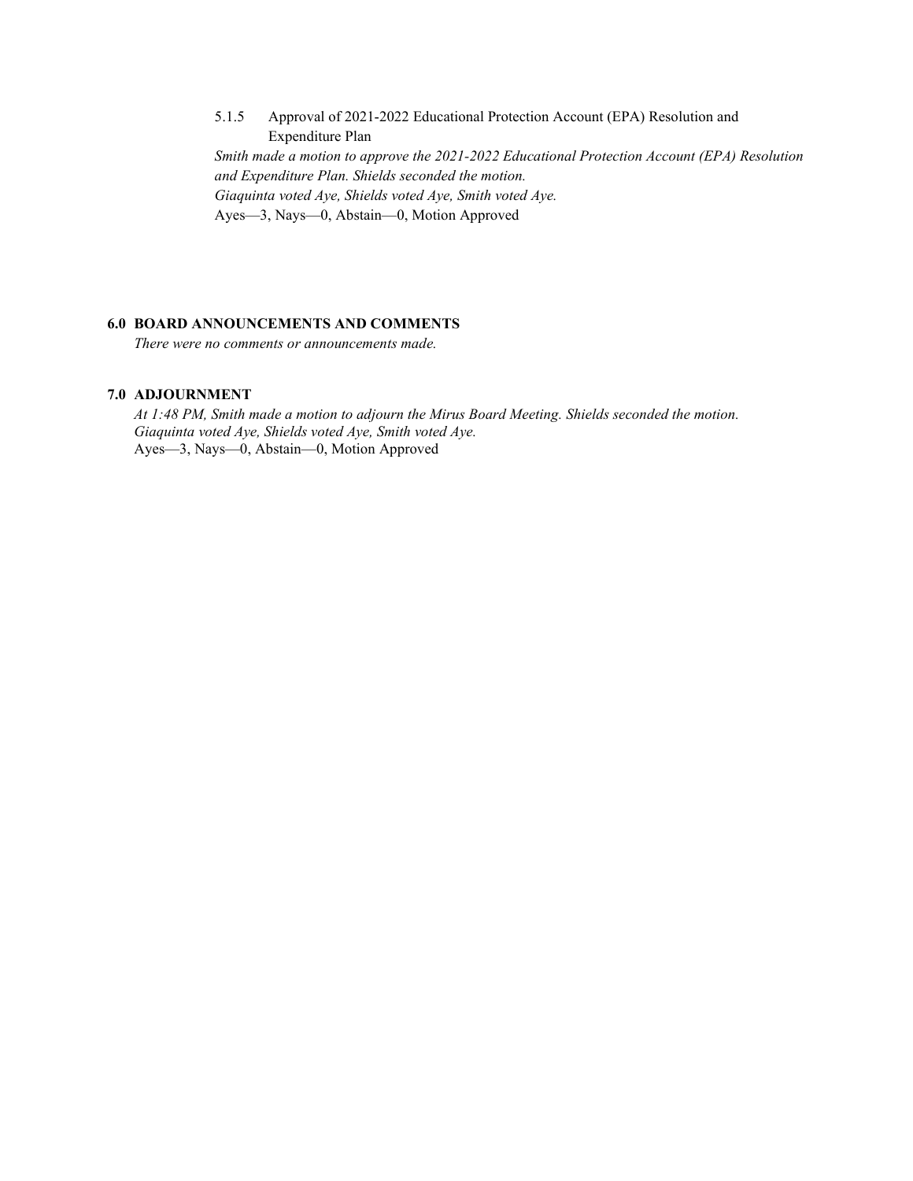5.1.5 Approval of 2021-2022 Educational Protection Account (EPA) Resolution and Expenditure Plan

*Smith made a motion to approve the 2021-2022 Educational Protection Account (EPA) Resolution and Expenditure Plan. Shields seconded the motion.*
*Giaquinta voted Aye, Shields voted Aye, Smith voted Aye.*
Ayes—3, Nays—0, Abstain—0, Motion Approved

## 6.0 BOARD ANNOUNCEMENTS AND COMMENTS

*There were no comments or announcements made.*

## 7.0 ADJOURNMENT

*At 1:48 PM, Smith made a motion to adjourn the Mirus Board Meeting. Shields seconded the motion.*
*Giaquinta voted Aye, Shields voted Aye, Smith voted Aye.*
Ayes—3, Nays—0, Abstain—0, Motion Approved